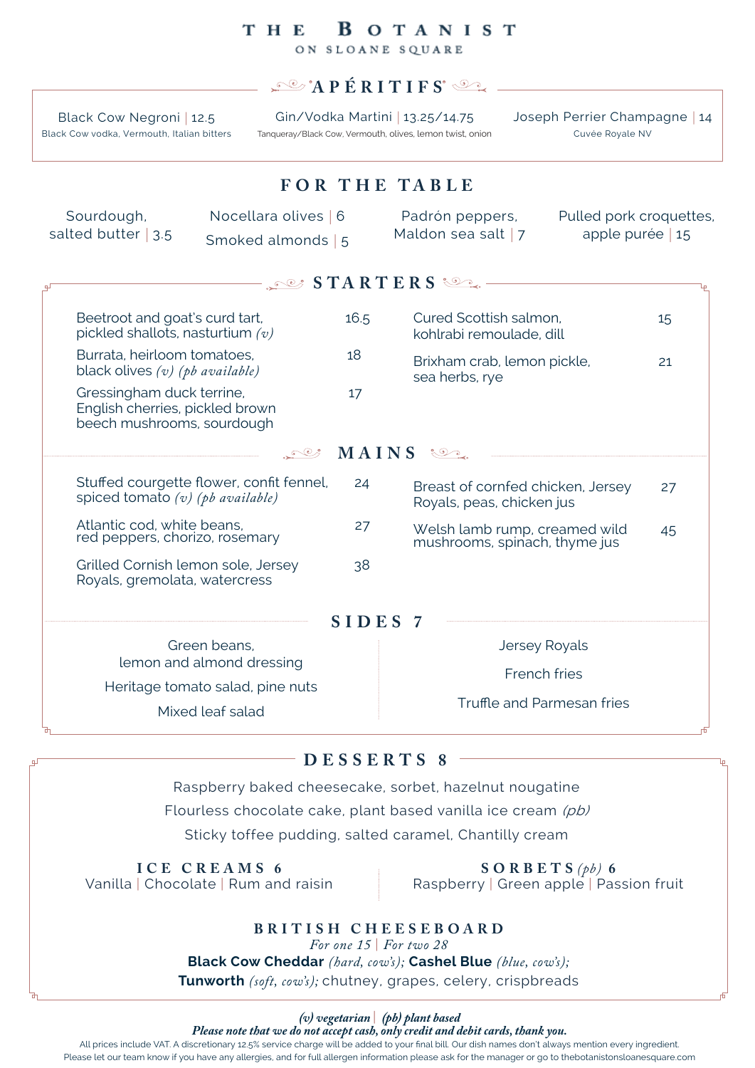# THE BOTANIST

ON SLOANE SQUARE

## APÉRITIFS

Black Cow Negroni | 12.5
Black Cow vodka, Vermouth, Italian bitters

Gin/Vodka Martini | 13.25/14.75
Tanqueray/Black Cow, Vermouth, olives, lemon twist, onion

Joseph Perrier Champagne | 14
Cuvée Royale NV

## FOR THE TABLE

Sourdough, salted butter | 3.5

Nocellara olives | 6

Smoked almonds | 5

Padrón peppers, Maldon sea salt | 7

Pulled pork croquettes, apple purée | 15

## STARTERS

Beetroot and goat's curd tart, pickled shallots, nasturtium *(v)* — 16.5

Burrata, heirloom tomatoes, black olives *(v) (pb available)* — 18

Gressingham duck terrine, English cherries, pickled brown beech mushrooms, sourdough — 17

Cured Scottish salmon, kohlrabi remoulade, dill — 15

Brixham crab, lemon pickle, sea herbs, rye — 21

## MAINS

Stuffed courgette flower, confit fennel, spiced tomato *(v) (pb available)* — 24

Atlantic cod, white beans, red peppers, chorizo, rosemary — 27

Grilled Cornish lemon sole, Jersey Royals, gremolata, watercress — 38

Breast of cornfed chicken, Jersey Royals, peas, chicken jus — 27

Welsh lamb rump, creamed wild mushrooms, spinach, thyme jus — 45

## SIDES 7

Green beans, lemon and almond dressing

Heritage tomato salad, pine nuts

Mixed leaf salad

Jersey Royals

French fries

Truffle and Parmesan fries

## DESSERTS 8

Raspberry baked cheesecake, sorbet, hazelnut nougatine

Flourless chocolate cake, plant based vanilla ice cream *(pb)*

Sticky toffee pudding, salted caramel, Chantilly cream

### ICE CREAMS 6

Vanilla | Chocolate | Rum and raisin

### SORBETS *(pb)* 6

Raspberry | Green apple | Passion fruit

### BRITISH CHEESEBOARD

*For one 15 | For two 28*

**Black Cow Cheddar** *(hard, cow's);* **Cashel Blue** *(blue, cow's);* **Tunworth** *(soft, cow's);* chutney, grapes, celery, crispbreads

***(v) vegetarian | (pb) plant based***

***Please note that we do not accept cash, only credit and debit cards, thank you.***

All prices include VAT. A discretionary 12.5% service charge will be added to your final bill. Our dish names don't always mention every ingredient. Please let our team know if you have any allergies, and for full allergen information please ask for the manager or go to thebotanistsloanesquare.com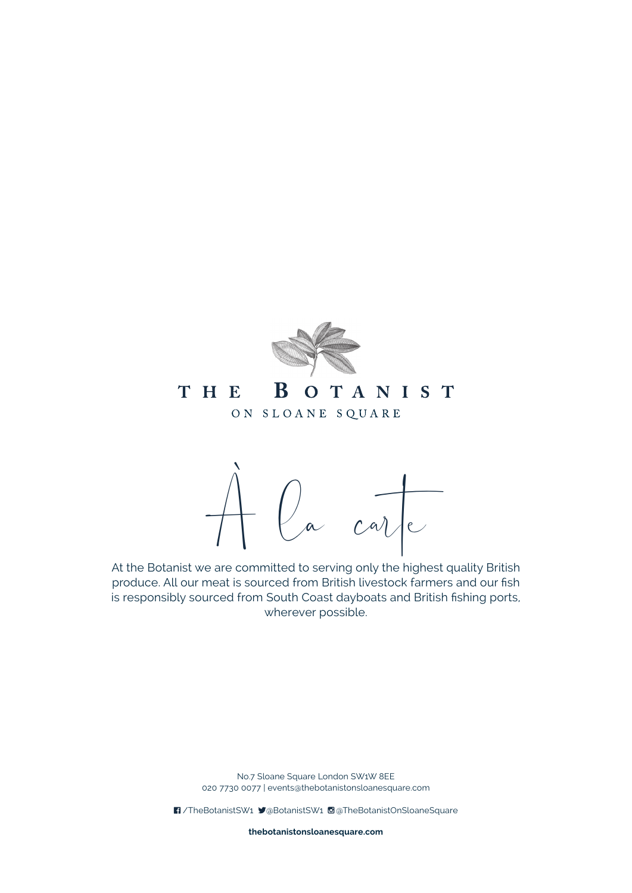# THE BOTANIST

ON SLOANE SQUARE

## À la carte

At the Botanist we are committed to serving only the highest quality British produce. All our meat is sourced from British livestock farmers and our fish is responsibly sourced from South Coast dayboats and British fishing ports, wherever possible.

No.7 Sloane Square London SW1W 8EE
020 7730 0077 | events@thebotanistonsloanesquare.com

/TheBotanistSW1 @BotanistSW1 @TheBotanistOnSloaneSquare

**thebotanistonsloanesquare.com**